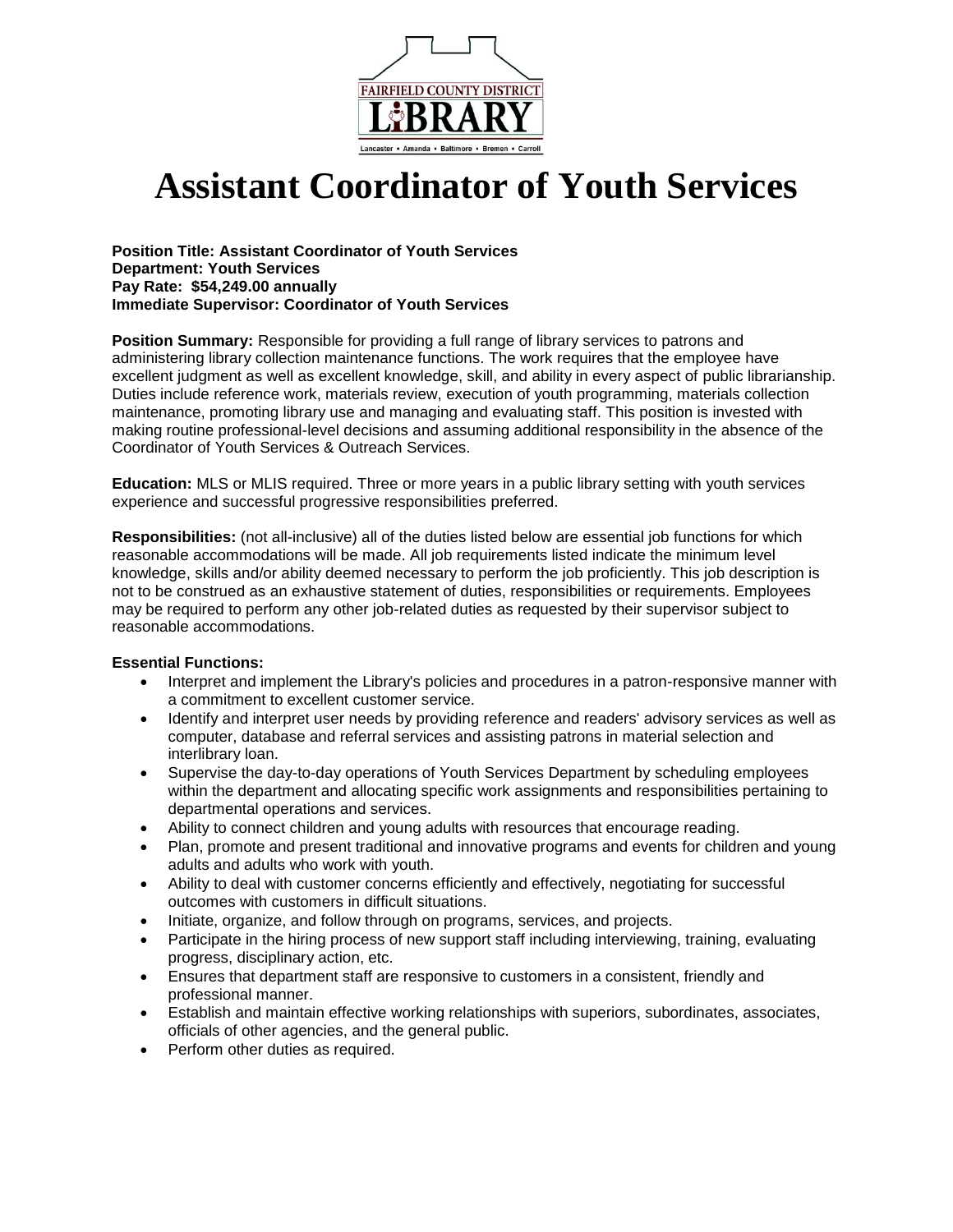# Assistant Coordinator of Youth Services

**Position Title: Assistant Coordinator of Youth Services**
**Department: Youth Services**
**Pay Rate: $54,249.00 annually**
**Immediate Supervisor: Coordinator of Youth Services**

**Position Summary:** Responsible for providing a full range of library services to patrons and administering library collection maintenance functions. The work requires that the employee have excellent judgment as well as excellent knowledge, skill, and ability in every aspect of public librarianship. Duties include reference work, materials review, execution of youth programming, materials collection maintenance, promoting library use and managing and evaluating staff. This position is invested with making routine professional-level decisions and assuming additional responsibility in the absence of the Coordinator of Youth Services & Outreach Services.

**Education:** MLS or MLIS required. Three or more years in a public library setting with youth services experience and successful progressive responsibilities preferred.

**Responsibilities:** (not all-inclusive) all of the duties listed below are essential job functions for which reasonable accommodations will be made. All job requirements listed indicate the minimum level knowledge, skills and/or ability deemed necessary to perform the job proficiently. This job description is not to be construed as an exhaustive statement of duties, responsibilities or requirements. Employees may be required to perform any other job-related duties as requested by their supervisor subject to reasonable accommodations.

**Essential Functions:**

- Interpret and implement the Library's policies and procedures in a patron-responsive manner with a commitment to excellent customer service.
- Identify and interpret user needs by providing reference and readers' advisory services as well as computer, database and referral services and assisting patrons in material selection and interlibrary loan.
- Supervise the day-to-day operations of Youth Services Department by scheduling employees within the department and allocating specific work assignments and responsibilities pertaining to departmental operations and services.
- Ability to connect children and young adults with resources that encourage reading.
- Plan, promote and present traditional and innovative programs and events for children and young adults and adults who work with youth.
- Ability to deal with customer concerns efficiently and effectively, negotiating for successful outcomes with customers in difficult situations.
- Initiate, organize, and follow through on programs, services, and projects.
- Participate in the hiring process of new support staff including interviewing, training, evaluating progress, disciplinary action, etc.
- Ensures that department staff are responsive to customers in a consistent, friendly and professional manner.
- Establish and maintain effective working relationships with superiors, subordinates, associates, officials of other agencies, and the general public.
- Perform other duties as required.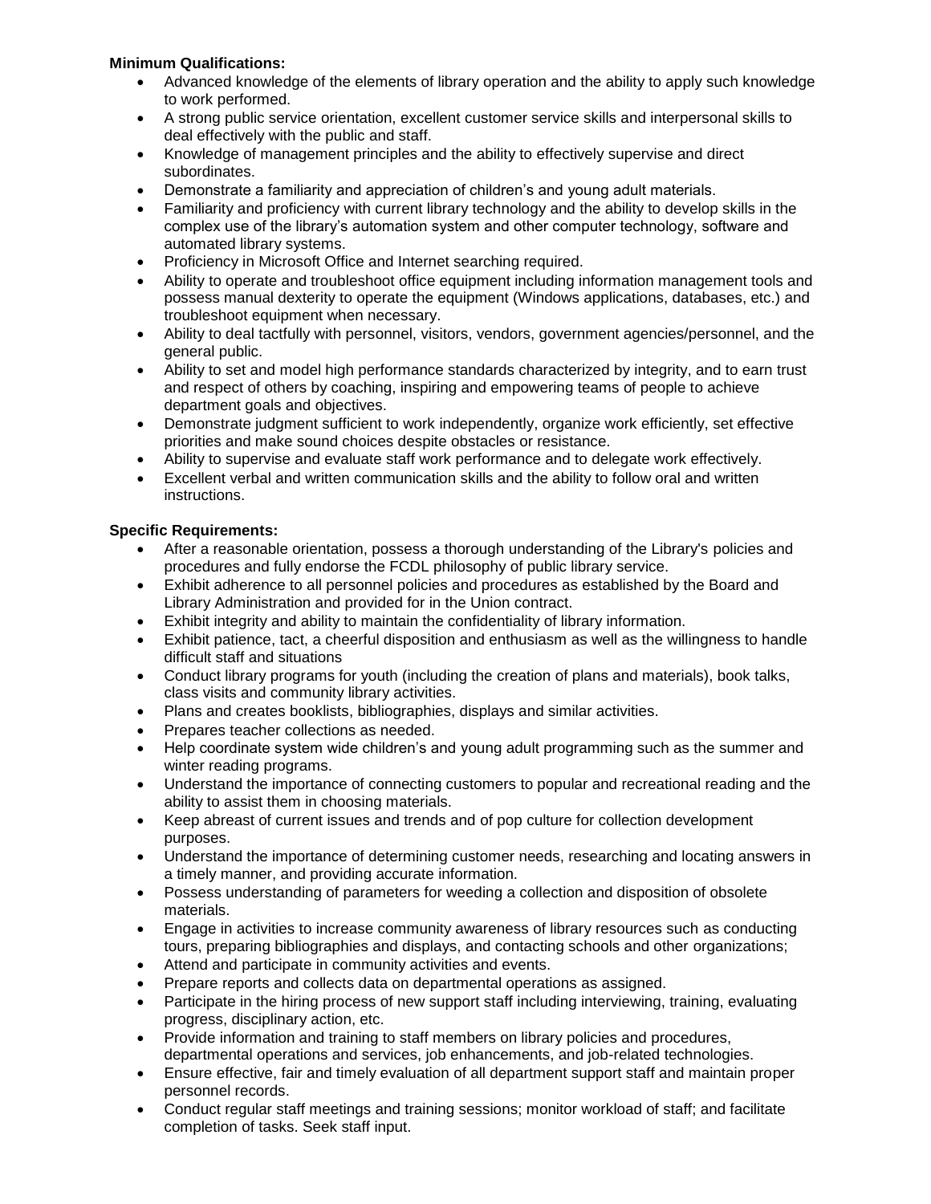**Minimum Qualifications:**

- Advanced knowledge of the elements of library operation and the ability to apply such knowledge to work performed.
- A strong public service orientation, excellent customer service skills and interpersonal skills to deal effectively with the public and staff.
- Knowledge of management principles and the ability to effectively supervise and direct subordinates.
- Demonstrate a familiarity and appreciation of children's and young adult materials.
- Familiarity and proficiency with current library technology and the ability to develop skills in the complex use of the library's automation system and other computer technology, software and automated library systems.
- Proficiency in Microsoft Office and Internet searching required.
- Ability to operate and troubleshoot office equipment including information management tools and possess manual dexterity to operate the equipment (Windows applications, databases, etc.) and troubleshoot equipment when necessary.
- Ability to deal tactfully with personnel, visitors, vendors, government agencies/personnel, and the general public.
- Ability to set and model high performance standards characterized by integrity, and to earn trust and respect of others by coaching, inspiring and empowering teams of people to achieve department goals and objectives.
- Demonstrate judgment sufficient to work independently, organize work efficiently, set effective priorities and make sound choices despite obstacles or resistance.
- Ability to supervise and evaluate staff work performance and to delegate work effectively.
- Excellent verbal and written communication skills and the ability to follow oral and written instructions.

**Specific Requirements:**

- After a reasonable orientation, possess a thorough understanding of the Library's policies and procedures and fully endorse the FCDL philosophy of public library service.
- Exhibit adherence to all personnel policies and procedures as established by the Board and Library Administration and provided for in the Union contract.
- Exhibit integrity and ability to maintain the confidentiality of library information.
- Exhibit patience, tact, a cheerful disposition and enthusiasm as well as the willingness to handle difficult staff and situations
- Conduct library programs for youth (including the creation of plans and materials), book talks, class visits and community library activities.
- Plans and creates booklists, bibliographies, displays and similar activities.
- Prepares teacher collections as needed.
- Help coordinate system wide children's and young adult programming such as the summer and winter reading programs.
- Understand the importance of connecting customers to popular and recreational reading and the ability to assist them in choosing materials.
- Keep abreast of current issues and trends and of pop culture for collection development purposes.
- Understand the importance of determining customer needs, researching and locating answers in a timely manner, and providing accurate information.
- Possess understanding of parameters for weeding a collection and disposition of obsolete materials.
- Engage in activities to increase community awareness of library resources such as conducting tours, preparing bibliographies and displays, and contacting schools and other organizations;
- Attend and participate in community activities and events.
- Prepare reports and collects data on departmental operations as assigned.
- Participate in the hiring process of new support staff including interviewing, training, evaluating progress, disciplinary action, etc.
- Provide information and training to staff members on library policies and procedures, departmental operations and services, job enhancements, and job-related technologies.
- Ensure effective, fair and timely evaluation of all department support staff and maintain proper personnel records.
- Conduct regular staff meetings and training sessions; monitor workload of staff; and facilitate completion of tasks. Seek staff input.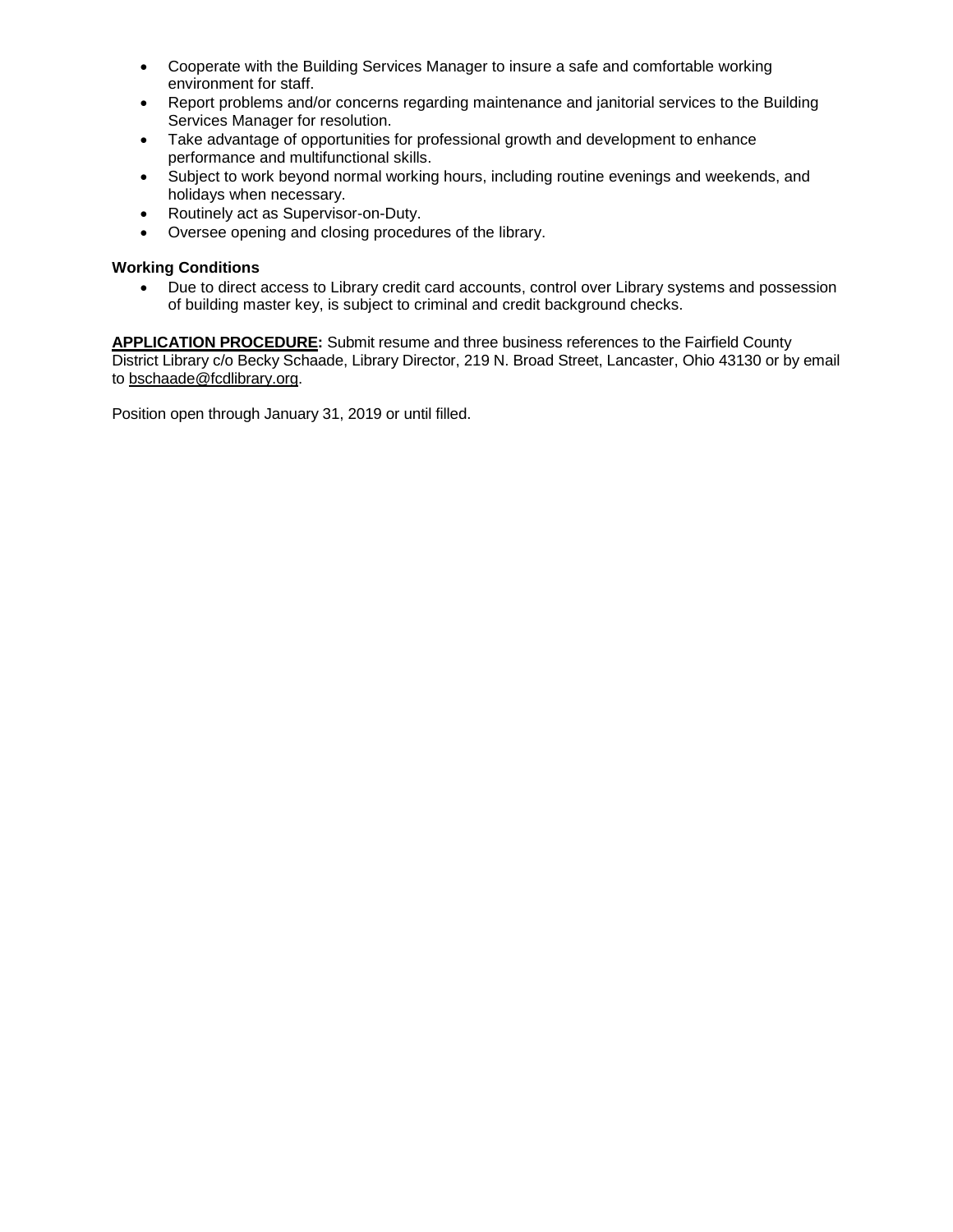- Cooperate with the Building Services Manager to insure a safe and comfortable working environment for staff.
- Report problems and/or concerns regarding maintenance and janitorial services to the Building Services Manager for resolution.
- Take advantage of opportunities for professional growth and development to enhance performance and multifunctional skills.
- Subject to work beyond normal working hours, including routine evenings and weekends, and holidays when necessary.
- Routinely act as Supervisor-on-Duty.
- Oversee opening and closing procedures of the library.

**Working Conditions**

- Due to direct access to Library credit card accounts, control over Library systems and possession of building master key, is subject to criminal and credit background checks.

**APPLICATION PROCEDURE:** Submit resume and three business references to the Fairfield County District Library c/o Becky Schaade, Library Director, 219 N. Broad Street, Lancaster, Ohio 43130 or by email to bschaade@fcdlibrary.org.

Position open through January 31, 2019 or until filled.